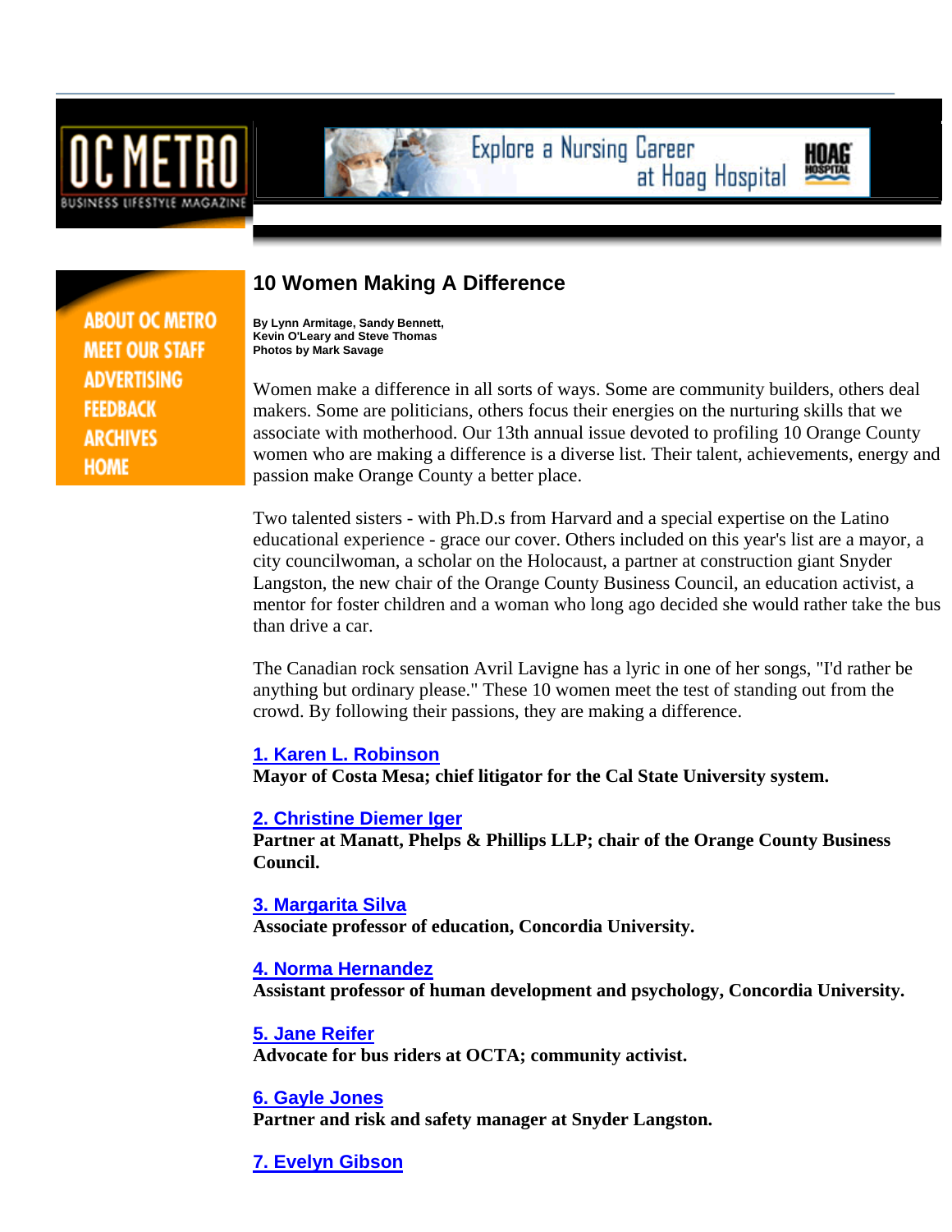# 10 Women Making A Difference

**By Lynn Armitage, Sandy Bennett, Kevin O'Leary and Steve Thomas**
**Photos by Mark Savage**

Women make a difference in all sorts of ways. Some are community builders, others deal makers. Some are politicians, others focus their energies on the nurturing skills that we associate with motherhood. Our 13th annual issue devoted to profiling 10 Orange County women who are making a difference is a diverse list. Their talent, achievements, energy and passion make Orange County a better place.

Two talented sisters - with Ph.D.s from Harvard and a special expertise on the Latino educational experience - grace our cover. Others included on this year's list are a mayor, a city councilwoman, a scholar on the Holocaust, a partner at construction giant Snyder Langston, the new chair of the Orange County Business Council, an education activist, a mentor for foster children and a woman who long ago decided she would rather take the bus than drive a car.

The Canadian rock sensation Avril Lavigne has a lyric in one of her songs, "I'd rather be anything but ordinary please." These 10 women meet the test of standing out from the crowd. By following their passions, they are making a difference.

**1. Karen L. Robinson**
**Mayor of Costa Mesa; chief litigator for the Cal State University system.**

**2. Christine Diemer Iger**
**Partner at Manatt, Phelps & Phillips LLP; chair of the Orange County Business Council.**

**3. Margarita Silva**
**Associate professor of education, Concordia University.**

**4. Norma Hernandez**
**Assistant professor of human development and psychology, Concordia University.**

**5. Jane Reifer**
**Advocate for bus riders at OCTA; community activist.**

**6. Gayle Jones**
**Partner and risk and safety manager at Snyder Langston.**

**7. Evelyn Gibson**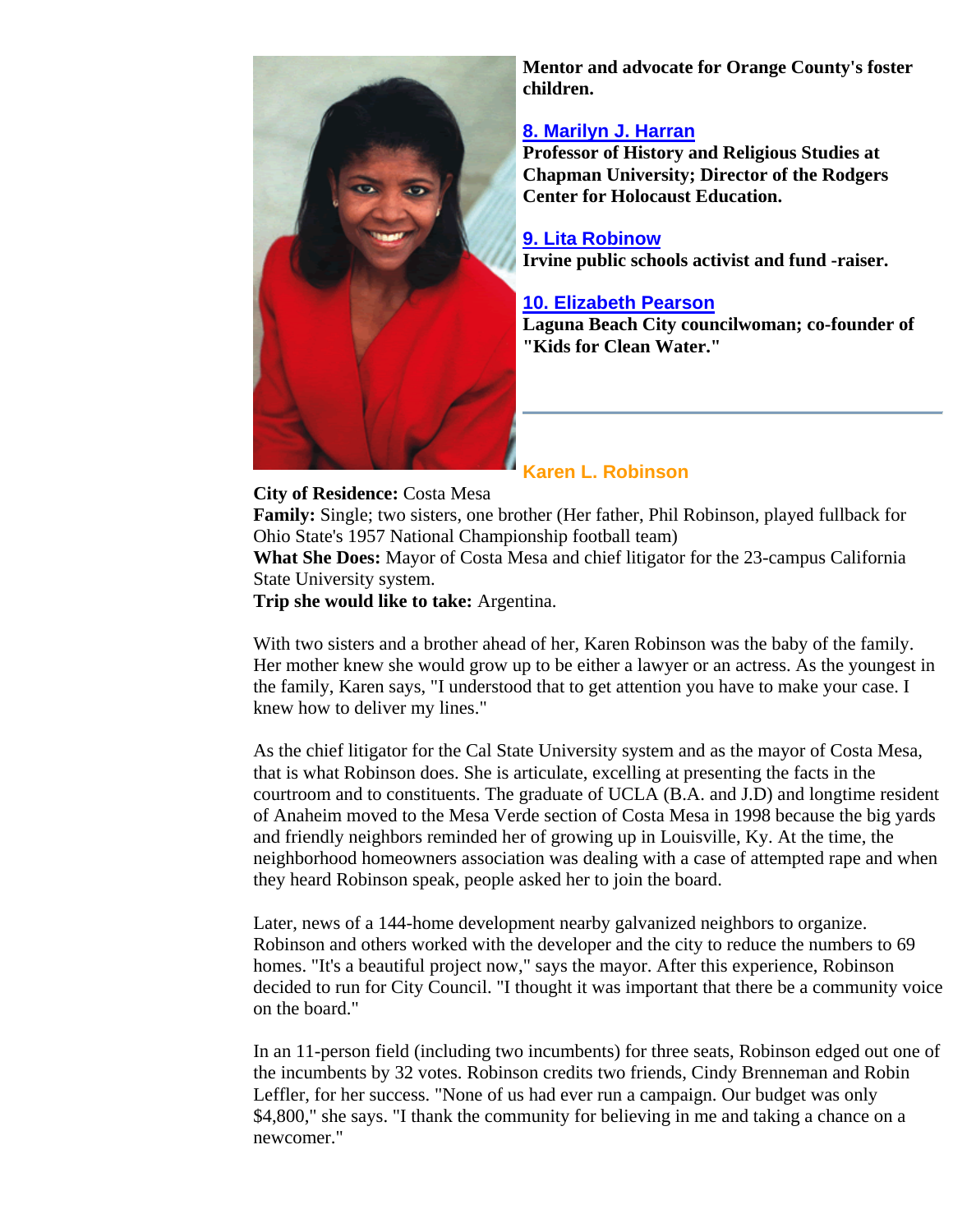**Mentor and advocate for Orange County's foster children.**

**[8. Marilyn J. Harran]**
**Professor of History and Religious Studies at Chapman University; Director of the Rodgers Center for Holocaust Education.**

**[9. Lita Robinow]**
**Irvine public schools activist and fund -raiser.**

**[10. Elizabeth Pearson]**
**Laguna Beach City councilwoman; co-founder of "Kids for Clean Water."**

---

## Karen L. Robinson

**City of Residence:** Costa Mesa
**Family:** Single; two sisters, one brother (Her father, Phil Robinson, played fullback for Ohio State's 1957 National Championship football team)
**What She Does:** Mayor of Costa Mesa and chief litigator for the 23-campus California State University system.
**Trip she would like to take:** Argentina.

With two sisters and a brother ahead of her, Karen Robinson was the baby of the family. Her mother knew she would grow up to be either a lawyer or an actress. As the youngest in the family, Karen says, "I understood that to get attention you have to make your case. I knew how to deliver my lines."

As the chief litigator for the Cal State University system and as the mayor of Costa Mesa, that is what Robinson does. She is articulate, excelling at presenting the facts in the courtroom and to constituents. The graduate of UCLA (B.A. and J.D) and longtime resident of Anaheim moved to the Mesa Verde section of Costa Mesa in 1998 because the big yards and friendly neighbors reminded her of growing up in Louisville, Ky. At the time, the neighborhood homeowners association was dealing with a case of attempted rape and when they heard Robinson speak, people asked her to join the board.

Later, news of a 144-home development nearby galvanized neighbors to organize. Robinson and others worked with the developer and the city to reduce the numbers to 69 homes. "It's a beautiful project now," says the mayor. After this experience, Robinson decided to run for City Council. "I thought it was important that there be a community voice on the board."

In an 11-person field (including two incumbents) for three seats, Robinson edged out one of the incumbents by 32 votes. Robinson credits two friends, Cindy Brenneman and Robin Leffler, for her success. "None of us had ever run a campaign. Our budget was only $4,800," she says. "I thank the community for believing in me and taking a chance on a newcomer."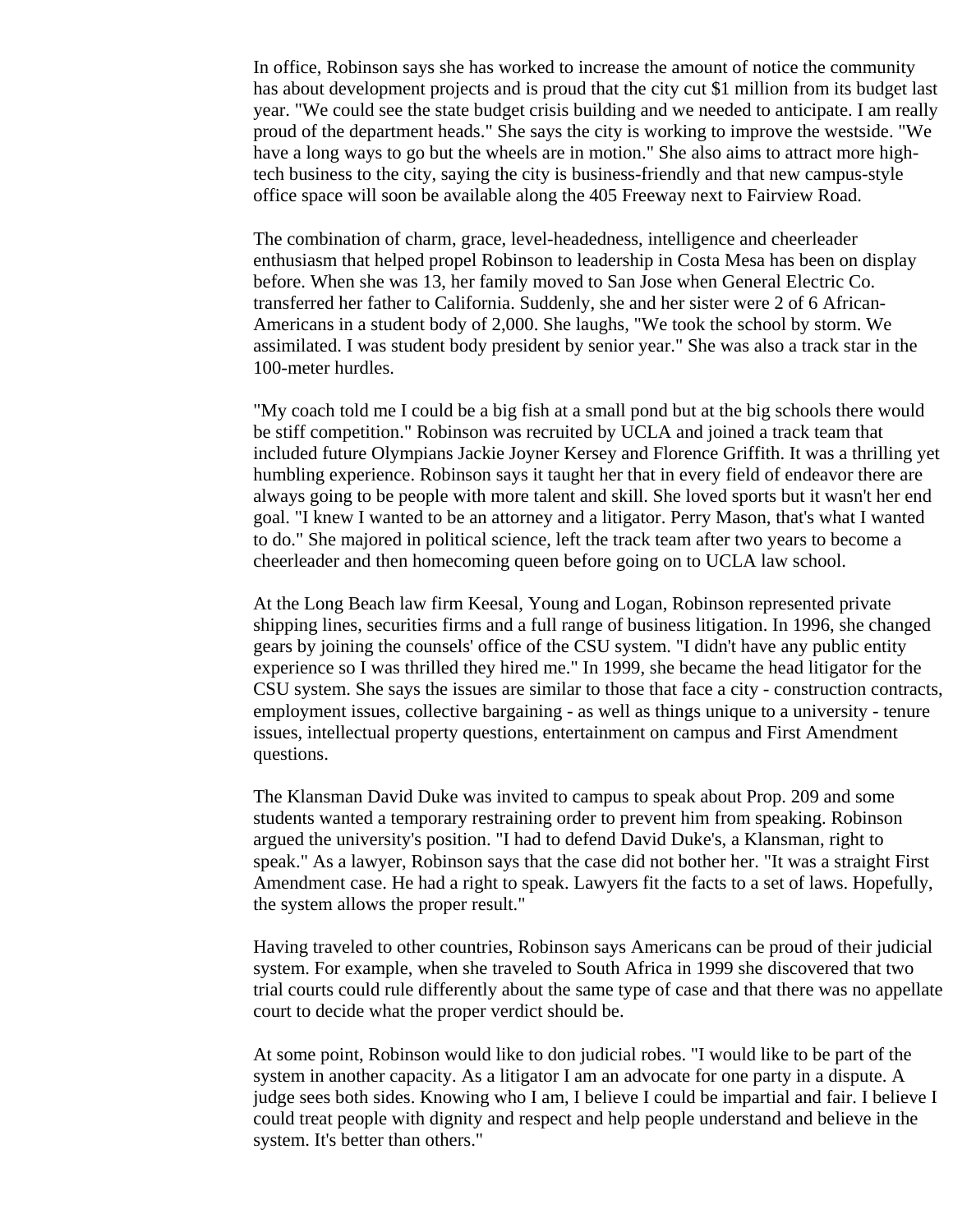In office, Robinson says she has worked to increase the amount of notice the community has about development projects and is proud that the city cut $1 million from its budget last year. "We could see the state budget crisis building and we needed to anticipate. I am really proud of the department heads." She says the city is working to improve the westside. "We have a long ways to go but the wheels are in motion." She also aims to attract more high-tech business to the city, saying the city is business-friendly and that new campus-style office space will soon be available along the 405 Freeway next to Fairview Road.

The combination of charm, grace, level-headedness, intelligence and cheerleader enthusiasm that helped propel Robinson to leadership in Costa Mesa has been on display before. When she was 13, her family moved to San Jose when General Electric Co. transferred her father to California. Suddenly, she and her sister were 2 of 6 African-Americans in a student body of 2,000. She laughs, "We took the school by storm. We assimilated. I was student body president by senior year." She was also a track star in the 100-meter hurdles.

"My coach told me I could be a big fish at a small pond but at the big schools there would be stiff competition." Robinson was recruited by UCLA and joined a track team that included future Olympians Jackie Joyner Kersey and Florence Griffith. It was a thrilling yet humbling experience. Robinson says it taught her that in every field of endeavor there are always going to be people with more talent and skill. She loved sports but it wasn't her end goal. "I knew I wanted to be an attorney and a litigator. Perry Mason, that's what I wanted to do." She majored in political science, left the track team after two years to become a cheerleader and then homecoming queen before going on to UCLA law school.

At the Long Beach law firm Keesal, Young and Logan, Robinson represented private shipping lines, securities firms and a full range of business litigation. In 1996, she changed gears by joining the counsels' office of the CSU system. "I didn't have any public entity experience so I was thrilled they hired me." In 1999, she became the head litigator for the CSU system. She says the issues are similar to those that face a city - construction contracts, employment issues, collective bargaining - as well as things unique to a university - tenure issues, intellectual property questions, entertainment on campus and First Amendment questions.

The Klansman David Duke was invited to campus to speak about Prop. 209 and some students wanted a temporary restraining order to prevent him from speaking. Robinson argued the university's position. "I had to defend David Duke's, a Klansman, right to speak." As a lawyer, Robinson says that the case did not bother her. "It was a straight First Amendment case. He had a right to speak. Lawyers fit the facts to a set of laws. Hopefully, the system allows the proper result."

Having traveled to other countries, Robinson says Americans can be proud of their judicial system. For example, when she traveled to South Africa in 1999 she discovered that two trial courts could rule differently about the same type of case and that there was no appellate court to decide what the proper verdict should be.

At some point, Robinson would like to don judicial robes. "I would like to be part of the system in another capacity. As a litigator I am an advocate for one party in a dispute. A judge sees both sides. Knowing who I am, I believe I could be impartial and fair. I believe I could treat people with dignity and respect and help people understand and believe in the system. It's better than others."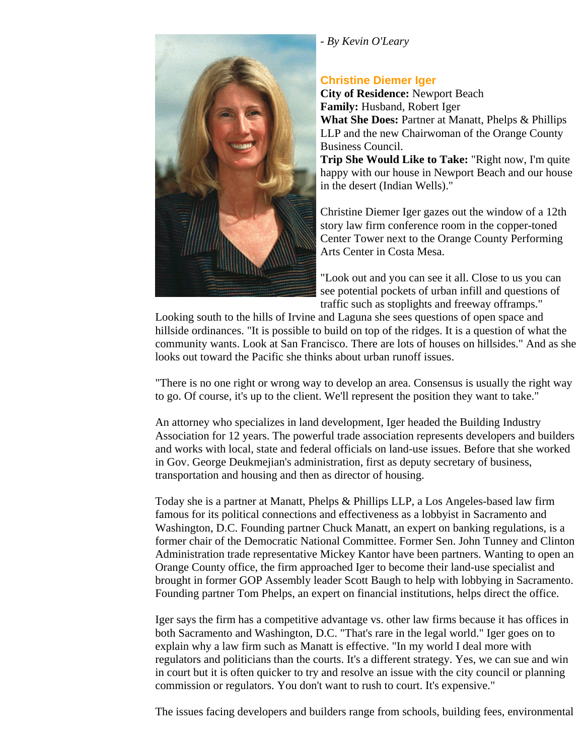*- By Kevin O'Leary*

**Christine Diemer Iger**
**City of Residence:** Newport Beach
**Family:** Husband, Robert Iger
**What She Does:** Partner at Manatt, Phelps & Phillips LLP and the new Chairwoman of the Orange County Business Council.
**Trip She Would Like to Take:** "Right now, I'm quite happy with our house in Newport Beach and our house in the desert (Indian Wells)."

Christine Diemer Iger gazes out the window of a 12th story law firm conference room in the copper-toned Center Tower next to the Orange County Performing Arts Center in Costa Mesa.

"Look out and you can see it all. Close to us you can see potential pockets of urban infill and questions of traffic such as stoplights and freeway offramps." Looking south to the hills of Irvine and Laguna she sees questions of open space and hillside ordinances. "It is possible to build on top of the ridges. It is a question of what the community wants. Look at San Francisco. There are lots of houses on hillsides." And as she looks out toward the Pacific she thinks about urban runoff issues.

"There is no one right or wrong way to develop an area. Consensus is usually the right way to go. Of course, it's up to the client. We'll represent the position they want to take."

An attorney who specializes in land development, Iger headed the Building Industry Association for 12 years. The powerful trade association represents developers and builders and works with local, state and federal officials on land-use issues. Before that she worked in Gov. George Deukmejian's administration, first as deputy secretary of business, transportation and housing and then as director of housing.

Today she is a partner at Manatt, Phelps & Phillips LLP, a Los Angeles-based law firm famous for its political connections and effectiveness as a lobbyist in Sacramento and Washington, D.C. Founding partner Chuck Manatt, an expert on banking regulations, is a former chair of the Democratic National Committee. Former Sen. John Tunney and Clinton Administration trade representative Mickey Kantor have been partners. Wanting to open an Orange County office, the firm approached Iger to become their land-use specialist and brought in former GOP Assembly leader Scott Baugh to help with lobbying in Sacramento. Founding partner Tom Phelps, an expert on financial institutions, helps direct the office.

Iger says the firm has a competitive advantage vs. other law firms because it has offices in both Sacramento and Washington, D.C. "That's rare in the legal world." Iger goes on to explain why a law firm such as Manatt is effective. "In my world I deal more with regulators and politicians than the courts. It's a different strategy. Yes, we can sue and win in court but it is often quicker to try and resolve an issue with the city council or planning commission or regulators. You don't want to rush to court. It's expensive."

The issues facing developers and builders range from schools, building fees, environmental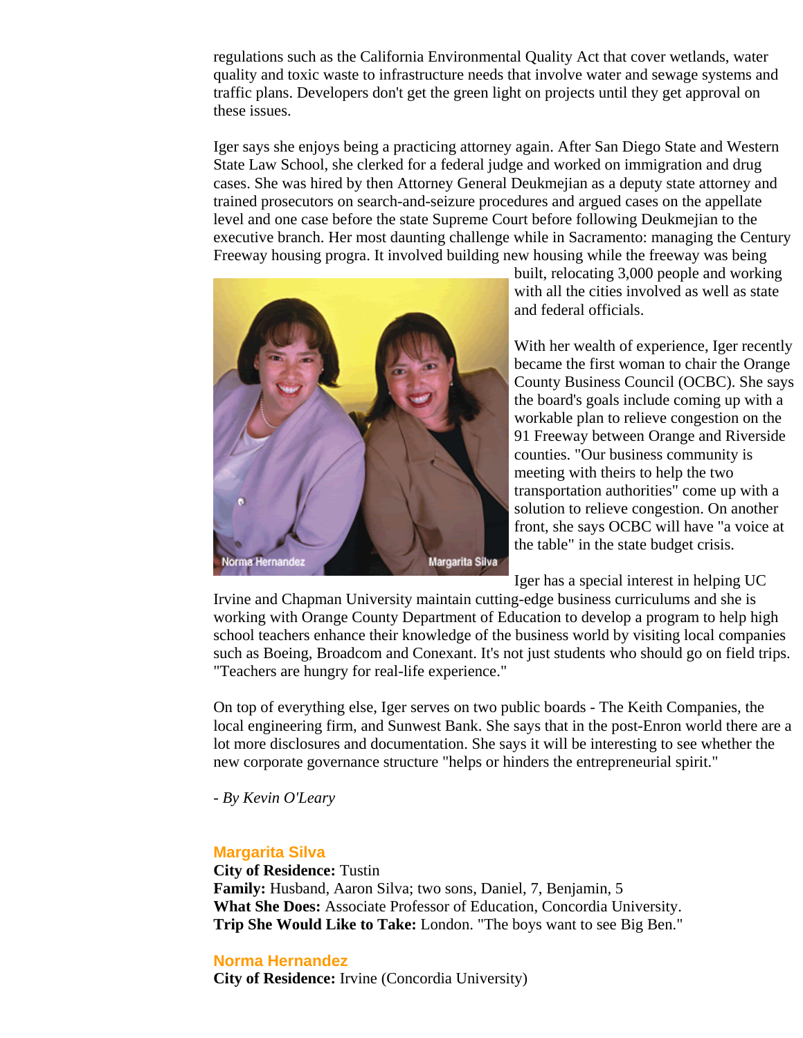regulations such as the California Environmental Quality Act that cover wetlands, water quality and toxic waste to infrastructure needs that involve water and sewage systems and traffic plans. Developers don't get the green light on projects until they get approval on these issues.

Iger says she enjoys being a practicing attorney again. After San Diego State and Western State Law School, she clerked for a federal judge and worked on immigration and drug cases. She was hired by then Attorney General Deukmejian as a deputy state attorney and trained prosecutors on search-and-seizure procedures and argued cases on the appellate level and one case before the state Supreme Court before following Deukmejian to the executive branch. Her most daunting challenge while in Sacramento: managing the Century Freeway housing progra. It involved building new housing while the freeway was being built, relocating 3,000 people and working with all the cities involved as well as state and federal officials.

Norma Hernandez    Margarita Silva

With her wealth of experience, Iger recently became the first woman to chair the Orange County Business Council (OCBC). She says the board's goals include coming up with a workable plan to relieve congestion on the 91 Freeway between Orange and Riverside counties. "Our business community is meeting with theirs to help the two transportation authorities" come up with a solution to relieve congestion. On another front, she says OCBC will have "a voice at the table" in the state budget crisis.

Iger has a special interest in helping UC Irvine and Chapman University maintain cutting-edge business curriculums and she is working with Orange County Department of Education to develop a program to help high school teachers enhance their knowledge of the business world by visiting local companies such as Boeing, Broadcom and Conexant. It's not just students who should go on field trips. "Teachers are hungry for real-life experience."

On top of everything else, Iger serves on two public boards - The Keith Companies, the local engineering firm, and Sunwest Bank. She says that in the post-Enron world there are a lot more disclosures and documentation. She says it will be interesting to see whether the new corporate governance structure "helps or hinders the entrepreneurial spirit."

*- By Kevin O'Leary*

### Margarita Silva

**City of Residence:** Tustin
**Family:** Husband, Aaron Silva; two sons, Daniel, 7, Benjamin, 5
**What She Does:** Associate Professor of Education, Concordia University.
**Trip She Would Like to Take:** London. "The boys want to see Big Ben."

### Norma Hernandez

**City of Residence:** Irvine (Concordia University)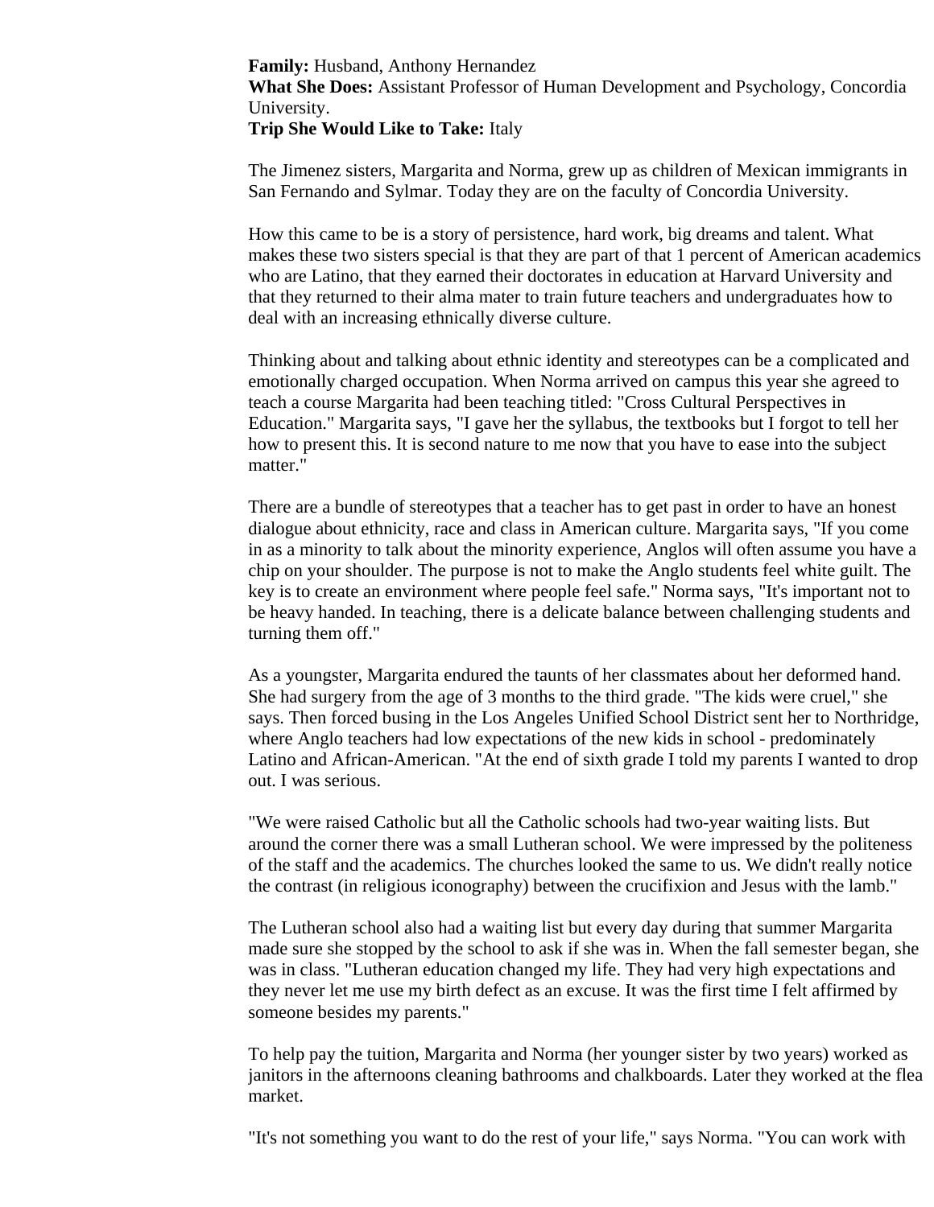**Family:** Husband, Anthony Hernandez
**What She Does:** Assistant Professor of Human Development and Psychology, Concordia University.
**Trip She Would Like to Take:** Italy

The Jimenez sisters, Margarita and Norma, grew up as children of Mexican immigrants in San Fernando and Sylmar. Today they are on the faculty of Concordia University.

How this came to be is a story of persistence, hard work, big dreams and talent. What makes these two sisters special is that they are part of that 1 percent of American academics who are Latino, that they earned their doctorates in education at Harvard University and that they returned to their alma mater to train future teachers and undergraduates how to deal with an increasing ethnically diverse culture.

Thinking about and talking about ethnic identity and stereotypes can be a complicated and emotionally charged occupation. When Norma arrived on campus this year she agreed to teach a course Margarita had been teaching titled: "Cross Cultural Perspectives in Education." Margarita says, "I gave her the syllabus, the textbooks but I forgot to tell her how to present this. It is second nature to me now that you have to ease into the subject matter."

There are a bundle of stereotypes that a teacher has to get past in order to have an honest dialogue about ethnicity, race and class in American culture. Margarita says, "If you come in as a minority to talk about the minority experience, Anglos will often assume you have a chip on your shoulder. The purpose is not to make the Anglo students feel white guilt. The key is to create an environment where people feel safe." Norma says, "It's important not to be heavy handed. In teaching, there is a delicate balance between challenging students and turning them off."

As a youngster, Margarita endured the taunts of her classmates about her deformed hand. She had surgery from the age of 3 months to the third grade. "The kids were cruel," she says. Then forced busing in the Los Angeles Unified School District sent her to Northridge, where Anglo teachers had low expectations of the new kids in school - predominately Latino and African-American. "At the end of sixth grade I told my parents I wanted to drop out. I was serious.

"We were raised Catholic but all the Catholic schools had two-year waiting lists. But around the corner there was a small Lutheran school. We were impressed by the politeness of the staff and the academics. The churches looked the same to us. We didn't really notice the contrast (in religious iconography) between the crucifixion and Jesus with the lamb."

The Lutheran school also had a waiting list but every day during that summer Margarita made sure she stopped by the school to ask if she was in. When the fall semester began, she was in class. "Lutheran education changed my life. They had very high expectations and they never let me use my birth defect as an excuse. It was the first time I felt affirmed by someone besides my parents."

To help pay the tuition, Margarita and Norma (her younger sister by two years) worked as janitors in the afternoons cleaning bathrooms and chalkboards. Later they worked at the flea market.

"It's not something you want to do the rest of your life," says Norma. "You can work with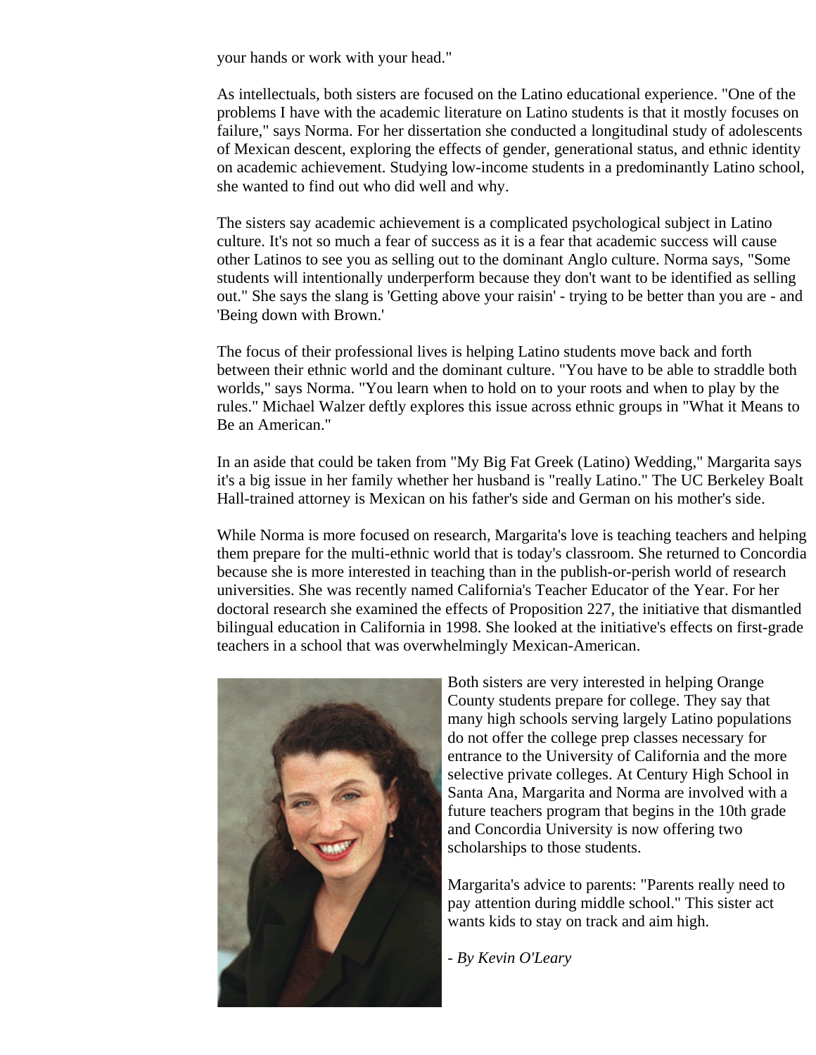your hands or work with your head."

As intellectuals, both sisters are focused on the Latino educational experience. "One of the problems I have with the academic literature on Latino students is that it mostly focuses on failure," says Norma. For her dissertation she conducted a longitudinal study of adolescents of Mexican descent, exploring the effects of gender, generational status, and ethnic identity on academic achievement. Studying low-income students in a predominantly Latino school, she wanted to find out who did well and why.

The sisters say academic achievement is a complicated psychological subject in Latino culture. It's not so much a fear of success as it is a fear that academic success will cause other Latinos to see you as selling out to the dominant Anglo culture. Norma says, "Some students will intentionally underperform because they don't want to be identified as selling out." She says the slang is 'Getting above your raisin' - trying to be better than you are - and 'Being down with Brown.'

The focus of their professional lives is helping Latino students move back and forth between their ethnic world and the dominant culture. "You have to be able to straddle both worlds," says Norma. "You learn when to hold on to your roots and when to play by the rules." Michael Walzer deftly explores this issue across ethnic groups in "What it Means to Be an American."

In an aside that could be taken from "My Big Fat Greek (Latino) Wedding," Margarita says it's a big issue in her family whether her husband is "really Latino." The UC Berkeley Boalt Hall-trained attorney is Mexican on his father's side and German on his mother's side.

While Norma is more focused on research, Margarita's love is teaching teachers and helping them prepare for the multi-ethnic world that is today's classroom. She returned to Concordia because she is more interested in teaching than in the publish-or-perish world of research universities. She was recently named California's Teacher Educator of the Year. For her doctoral research she examined the effects of Proposition 227, the initiative that dismantled bilingual education in California in 1998. She looked at the initiative's effects on first-grade teachers in a school that was overwhelmingly Mexican-American.

Both sisters are very interested in helping Orange County students prepare for college. They say that many high schools serving largely Latino populations do not offer the college prep classes necessary for entrance to the University of California and the more selective private colleges. At Century High School in Santa Ana, Margarita and Norma are involved with a future teachers program that begins in the 10th grade and Concordia University is now offering two scholarships to those students.

Margarita's advice to parents: "Parents really need to pay attention during middle school." This sister act wants kids to stay on track and aim high.

- *By Kevin O'Leary*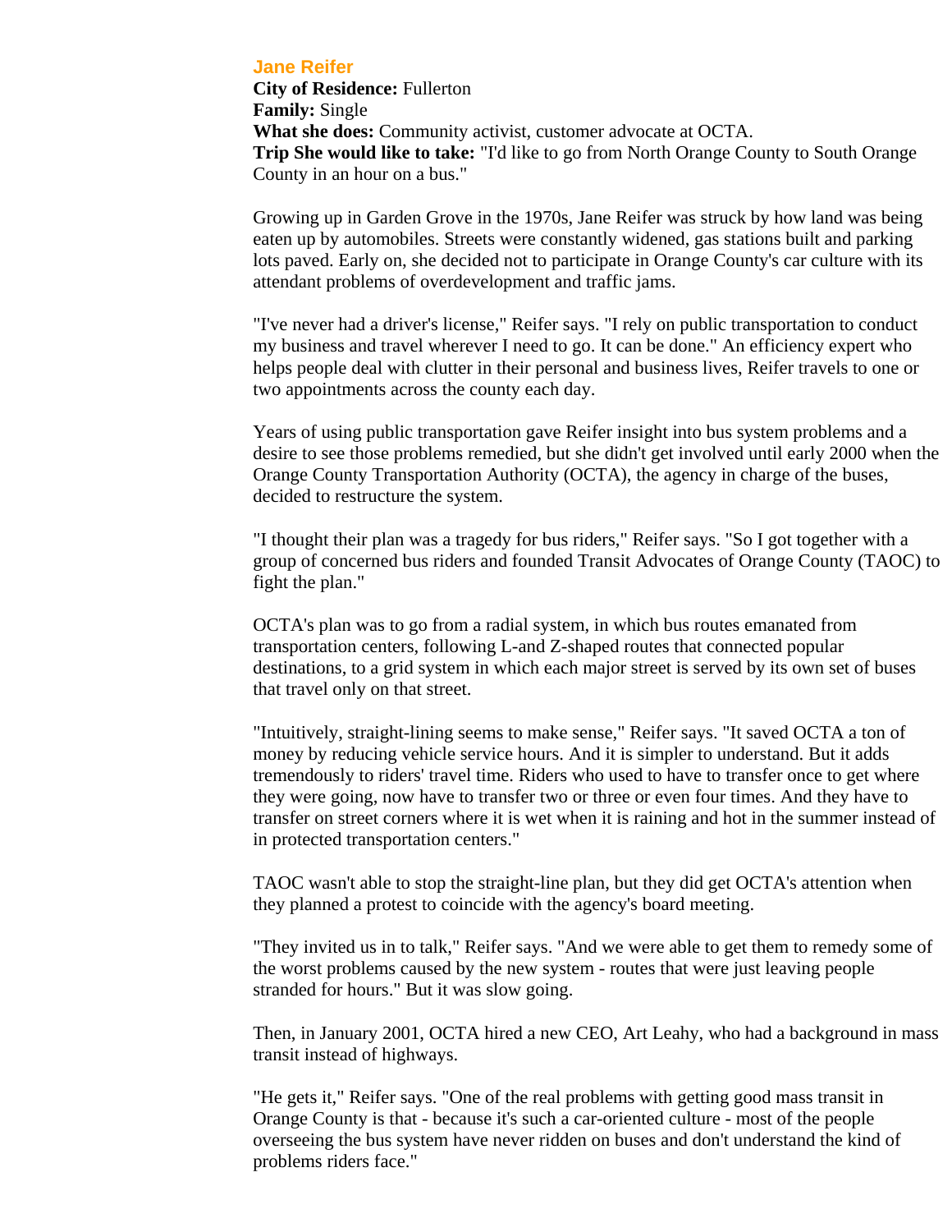## Jane Reifer

**City of Residence:** Fullerton
**Family:** Single
**What she does:** Community activist, customer advocate at OCTA.
**Trip She would like to take:** "I'd like to go from North Orange County to South Orange County in an hour on a bus."

Growing up in Garden Grove in the 1970s, Jane Reifer was struck by how land was being eaten up by automobiles. Streets were constantly widened, gas stations built and parking lots paved. Early on, she decided not to participate in Orange County's car culture with its attendant problems of overdevelopment and traffic jams.

"I've never had a driver's license," Reifer says. "I rely on public transportation to conduct my business and travel wherever I need to go. It can be done." An efficiency expert who helps people deal with clutter in their personal and business lives, Reifer travels to one or two appointments across the county each day.

Years of using public transportation gave Reifer insight into bus system problems and a desire to see those problems remedied, but she didn't get involved until early 2000 when the Orange County Transportation Authority (OCTA), the agency in charge of the buses, decided to restructure the system.

"I thought their plan was a tragedy for bus riders," Reifer says. "So I got together with a group of concerned bus riders and founded Transit Advocates of Orange County (TAOC) to fight the plan."

OCTA's plan was to go from a radial system, in which bus routes emanated from transportation centers, following L-and Z-shaped routes that connected popular destinations, to a grid system in which each major street is served by its own set of buses that travel only on that street.

"Intuitively, straight-lining seems to make sense," Reifer says. "It saved OCTA a ton of money by reducing vehicle service hours. And it is simpler to understand. But it adds tremendously to riders' travel time. Riders who used to have to transfer once to get where they were going, now have to transfer two or three or even four times. And they have to transfer on street corners where it is wet when it is raining and hot in the summer instead of in protected transportation centers."

TAOC wasn't able to stop the straight-line plan, but they did get OCTA's attention when they planned a protest to coincide with the agency's board meeting.

"They invited us in to talk," Reifer says. "And we were able to get them to remedy some of the worst problems caused by the new system - routes that were just leaving people stranded for hours." But it was slow going.

Then, in January 2001, OCTA hired a new CEO, Art Leahy, who had a background in mass transit instead of highways.

"He gets it," Reifer says. "One of the real problems with getting good mass transit in Orange County is that - because it's such a car-oriented culture - most of the people overseeing the bus system have never ridden on buses and don't understand the kind of problems riders face."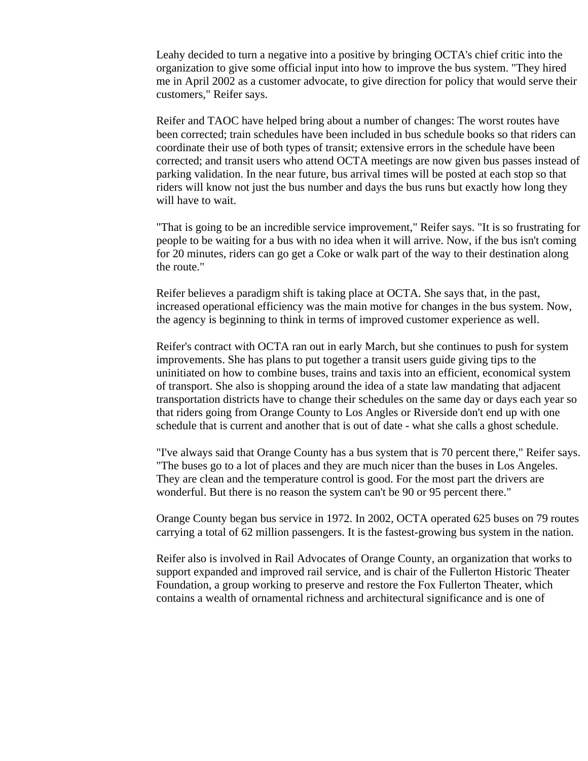Leahy decided to turn a negative into a positive by bringing OCTA's chief critic into the organization to give some official input into how to improve the bus system. "They hired me in April 2002 as a customer advocate, to give direction for policy that would serve their customers," Reifer says.

Reifer and TAOC have helped bring about a number of changes: The worst routes have been corrected; train schedules have been included in bus schedule books so that riders can coordinate their use of both types of transit; extensive errors in the schedule have been corrected; and transit users who attend OCTA meetings are now given bus passes instead of parking validation. In the near future, bus arrival times will be posted at each stop so that riders will know not just the bus number and days the bus runs but exactly how long they will have to wait.

"That is going to be an incredible service improvement," Reifer says. "It is so frustrating for people to be waiting for a bus with no idea when it will arrive. Now, if the bus isn't coming for 20 minutes, riders can go get a Coke or walk part of the way to their destination along the route."

Reifer believes a paradigm shift is taking place at OCTA. She says that, in the past, increased operational efficiency was the main motive for changes in the bus system. Now, the agency is beginning to think in terms of improved customer experience as well.

Reifer's contract with OCTA ran out in early March, but she continues to push for system improvements. She has plans to put together a transit users guide giving tips to the uninitiated on how to combine buses, trains and taxis into an efficient, economical system of transport. She also is shopping around the idea of a state law mandating that adjacent transportation districts have to change their schedules on the same day or days each year so that riders going from Orange County to Los Angles or Riverside don't end up with one schedule that is current and another that is out of date - what she calls a ghost schedule.

"I've always said that Orange County has a bus system that is 70 percent there," Reifer says. "The buses go to a lot of places and they are much nicer than the buses in Los Angeles. They are clean and the temperature control is good. For the most part the drivers are wonderful. But there is no reason the system can't be 90 or 95 percent there."

Orange County began bus service in 1972. In 2002, OCTA operated 625 buses on 79 routes carrying a total of 62 million passengers. It is the fastest-growing bus system in the nation.

Reifer also is involved in Rail Advocates of Orange County, an organization that works to support expanded and improved rail service, and is chair of the Fullerton Historic Theater Foundation, a group working to preserve and restore the Fox Fullerton Theater, which contains a wealth of ornamental richness and architectural significance and is one of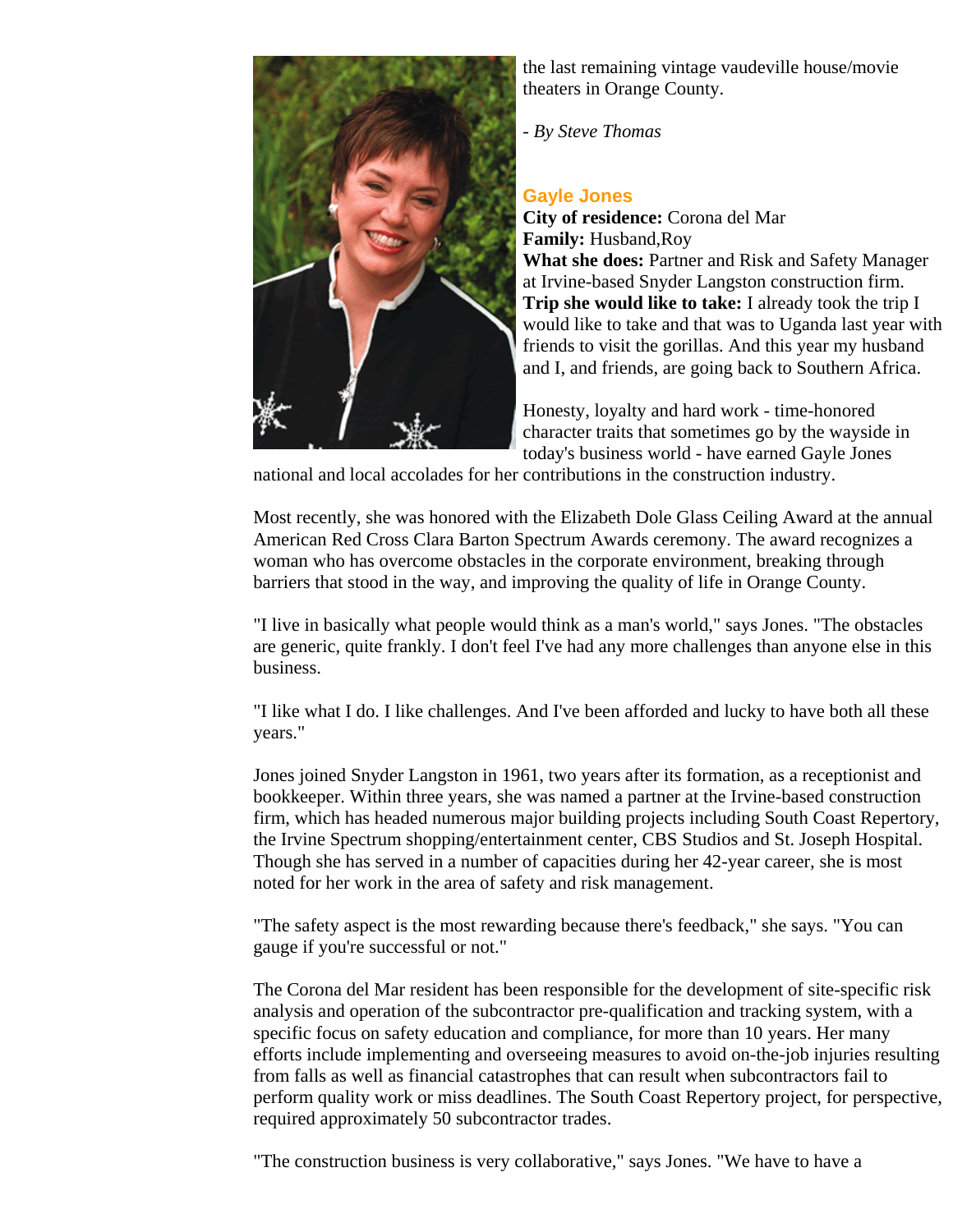the last remaining vintage vaudeville house/movie theaters in Orange County.

*- By Steve Thomas*

### Gayle Jones

**City of residence:** Corona del Mar
**Family:** Husband,Roy
**What she does:** Partner and Risk and Safety Manager at Irvine-based Snyder Langston construction firm.
**Trip she would like to take:** I already took the trip I would like to take and that was to Uganda last year with friends to visit the gorillas. And this year my husband and I, and friends, are going back to Southern Africa.

Honesty, loyalty and hard work - time-honored character traits that sometimes go by the wayside in today's business world - have earned Gayle Jones national and local accolades for her contributions in the construction industry.

Most recently, she was honored with the Elizabeth Dole Glass Ceiling Award at the annual American Red Cross Clara Barton Spectrum Awards ceremony. The award recognizes a woman who has overcome obstacles in the corporate environment, breaking through barriers that stood in the way, and improving the quality of life in Orange County.

"I live in basically what people would think as a man's world," says Jones. "The obstacles are generic, quite frankly. I don't feel I've had any more challenges than anyone else in this business.

"I like what I do. I like challenges. And I've been afforded and lucky to have both all these years."

Jones joined Snyder Langston in 1961, two years after its formation, as a receptionist and bookkeeper. Within three years, she was named a partner at the Irvine-based construction firm, which has headed numerous major building projects including South Coast Repertory, the Irvine Spectrum shopping/entertainment center, CBS Studios and St. Joseph Hospital. Though she has served in a number of capacities during her 42-year career, she is most noted for her work in the area of safety and risk management.

"The safety aspect is the most rewarding because there's feedback," she says. "You can gauge if you're successful or not."

The Corona del Mar resident has been responsible for the development of site-specific risk analysis and operation of the subcontractor pre-qualification and tracking system, with a specific focus on safety education and compliance, for more than 10 years. Her many efforts include implementing and overseeing measures to avoid on-the-job injuries resulting from falls as well as financial catastrophes that can result when subcontractors fail to perform quality work or miss deadlines. The South Coast Repertory project, for perspective, required approximately 50 subcontractor trades.

"The construction business is very collaborative," says Jones. "We have to have a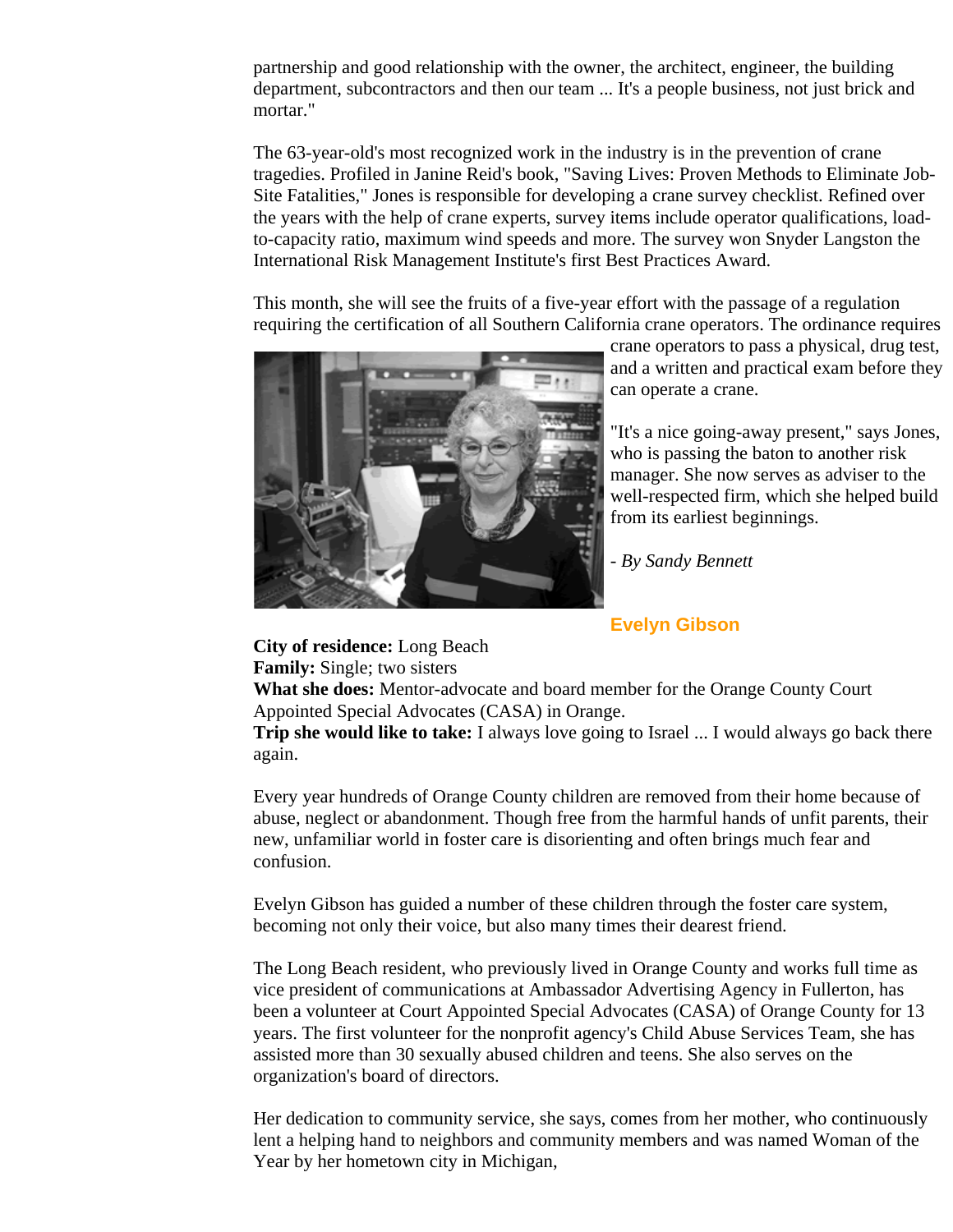partnership and good relationship with the owner, the architect, engineer, the building department, subcontractors and then our team ... It's a people business, not just brick and mortar."

The 63-year-old's most recognized work in the industry is in the prevention of crane tragedies. Profiled in Janine Reid's book, "Saving Lives: Proven Methods to Eliminate Job-Site Fatalities," Jones is responsible for developing a crane survey checklist. Refined over the years with the help of crane experts, survey items include operator qualifications, load-to-capacity ratio, maximum wind speeds and more. The survey won Snyder Langston the International Risk Management Institute's first Best Practices Award.

This month, she will see the fruits of a five-year effort with the passage of a regulation requiring the certification of all Southern California crane operators. The ordinance requires crane operators to pass a physical, drug test, and a written and practical exam before they can operate a crane.

"It's a nice going-away present," says Jones, who is passing the baton to another risk manager. She now serves as adviser to the well-respected firm, which she helped build from its earliest beginnings.

*- By Sandy Bennett*

### Evelyn Gibson

**City of residence:** Long Beach
**Family:** Single; two sisters
**What she does:** Mentor-advocate and board member for the Orange County Court Appointed Special Advocates (CASA) in Orange.
**Trip she would like to take:** I always love going to Israel ... I would always go back there again.

Every year hundreds of Orange County children are removed from their home because of abuse, neglect or abandonment. Though free from the harmful hands of unfit parents, their new, unfamiliar world in foster care is disorienting and often brings much fear and confusion.

Evelyn Gibson has guided a number of these children through the foster care system, becoming not only their voice, but also many times their dearest friend.

The Long Beach resident, who previously lived in Orange County and works full time as vice president of communications at Ambassador Advertising Agency in Fullerton, has been a volunteer at Court Appointed Special Advocates (CASA) of Orange County for 13 years. The first volunteer for the nonprofit agency's Child Abuse Services Team, she has assisted more than 30 sexually abused children and teens. She also serves on the organization's board of directors.

Her dedication to community service, she says, comes from her mother, who continuously lent a helping hand to neighbors and community members and was named Woman of the Year by her hometown city in Michigan,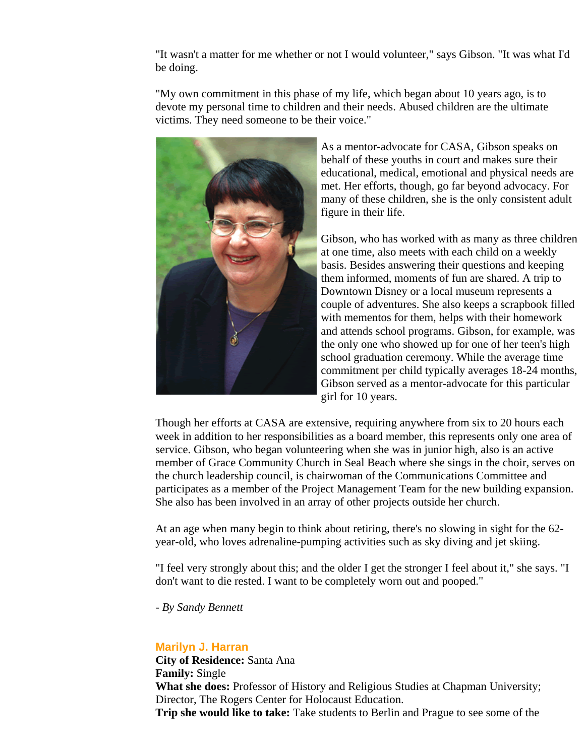"It wasn't a matter for me whether or not I would volunteer," says Gibson. "It was what I'd be doing.

"My own commitment in this phase of my life, which began about 10 years ago, is to devote my personal time to children and their needs. Abused children are the ultimate victims. They need someone to be their voice."

As a mentor-advocate for CASA, Gibson speaks on behalf of these youths in court and makes sure their educational, medical, emotional and physical needs are met. Her efforts, though, go far beyond advocacy. For many of these children, she is the only consistent adult figure in their life.

Gibson, who has worked with as many as three children at one time, also meets with each child on a weekly basis. Besides answering their questions and keeping them informed, moments of fun are shared. A trip to Downtown Disney or a local museum represents a couple of adventures. She also keeps a scrapbook filled with mementos for them, helps with their homework and attends school programs. Gibson, for example, was the only one who showed up for one of her teen's high school graduation ceremony. While the average time commitment per child typically averages 18-24 months, Gibson served as a mentor-advocate for this particular girl for 10 years.

Though her efforts at CASA are extensive, requiring anywhere from six to 20 hours each week in addition to her responsibilities as a board member, this represents only one area of service. Gibson, who began volunteering when she was in junior high, also is an active member of Grace Community Church in Seal Beach where she sings in the choir, serves on the church leadership council, is chairwoman of the Communications Committee and participates as a member of the Project Management Team for the new building expansion. She also has been involved in an array of other projects outside her church.

At an age when many begin to think about retiring, there's no slowing in sight for the 62-year-old, who loves adrenaline-pumping activities such as sky diving and jet skiing.

"I feel very strongly about this; and the older I get the stronger I feel about it," she says. "I don't want to die rested. I want to be completely worn out and pooped."

- *By Sandy Bennett*

### Marilyn J. Harran

**City of Residence:** Santa Ana
**Family:** Single
**What she does:** Professor of History and Religious Studies at Chapman University; Director, The Rogers Center for Holocaust Education.
**Trip she would like to take:** Take students to Berlin and Prague to see some of the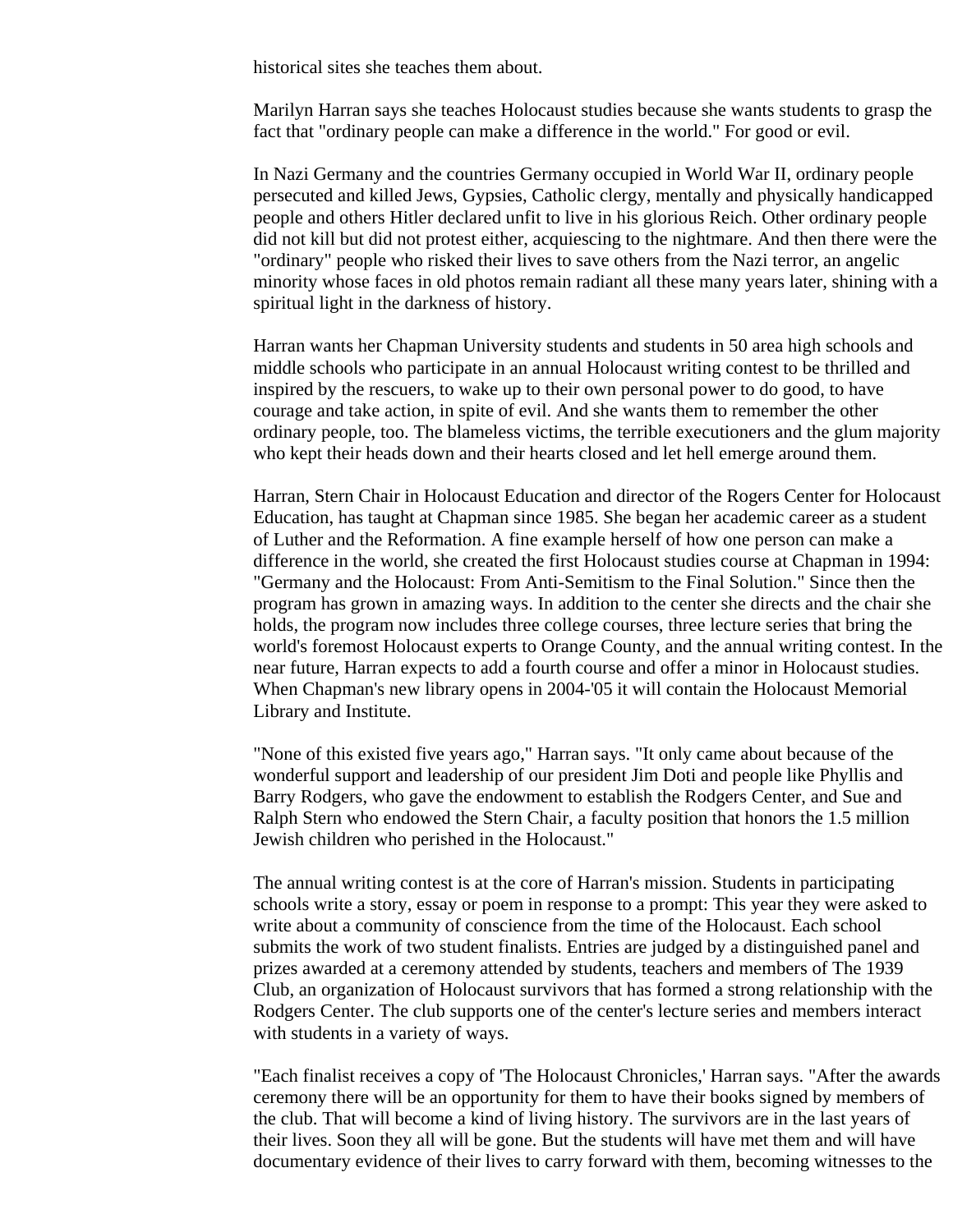historical sites she teaches them about.

Marilyn Harran says she teaches Holocaust studies because she wants students to grasp the fact that "ordinary people can make a difference in the world." For good or evil.

In Nazi Germany and the countries Germany occupied in World War II, ordinary people persecuted and killed Jews, Gypsies, Catholic clergy, mentally and physically handicapped people and others Hitler declared unfit to live in his glorious Reich. Other ordinary people did not kill but did not protest either, acquiescing to the nightmare. And then there were the "ordinary" people who risked their lives to save others from the Nazi terror, an angelic minority whose faces in old photos remain radiant all these many years later, shining with a spiritual light in the darkness of history.

Harran wants her Chapman University students and students in 50 area high schools and middle schools who participate in an annual Holocaust writing contest to be thrilled and inspired by the rescuers, to wake up to their own personal power to do good, to have courage and take action, in spite of evil. And she wants them to remember the other ordinary people, too. The blameless victims, the terrible executioners and the glum majority who kept their heads down and their hearts closed and let hell emerge around them.

Harran, Stern Chair in Holocaust Education and director of the Rogers Center for Holocaust Education, has taught at Chapman since 1985. She began her academic career as a student of Luther and the Reformation. A fine example herself of how one person can make a difference in the world, she created the first Holocaust studies course at Chapman in 1994: "Germany and the Holocaust: From Anti-Semitism to the Final Solution." Since then the program has grown in amazing ways. In addition to the center she directs and the chair she holds, the program now includes three college courses, three lecture series that bring the world's foremost Holocaust experts to Orange County, and the annual writing contest. In the near future, Harran expects to add a fourth course and offer a minor in Holocaust studies. When Chapman's new library opens in 2004-'05 it will contain the Holocaust Memorial Library and Institute.

"None of this existed five years ago," Harran says. "It only came about because of the wonderful support and leadership of our president Jim Doti and people like Phyllis and Barry Rodgers, who gave the endowment to establish the Rodgers Center, and Sue and Ralph Stern who endowed the Stern Chair, a faculty position that honors the 1.5 million Jewish children who perished in the Holocaust."

The annual writing contest is at the core of Harran's mission. Students in participating schools write a story, essay or poem in response to a prompt: This year they were asked to write about a community of conscience from the time of the Holocaust. Each school submits the work of two student finalists. Entries are judged by a distinguished panel and prizes awarded at a ceremony attended by students, teachers and members of The 1939 Club, an organization of Holocaust survivors that has formed a strong relationship with the Rodgers Center. The club supports one of the center's lecture series and members interact with students in a variety of ways.

"Each finalist receives a copy of 'The Holocaust Chronicles,' Harran says. "After the awards ceremony there will be an opportunity for them to have their books signed by members of the club. That will become a kind of living history. The survivors are in the last years of their lives. Soon they all will be gone. But the students will have met them and will have documentary evidence of their lives to carry forward with them, becoming witnesses to the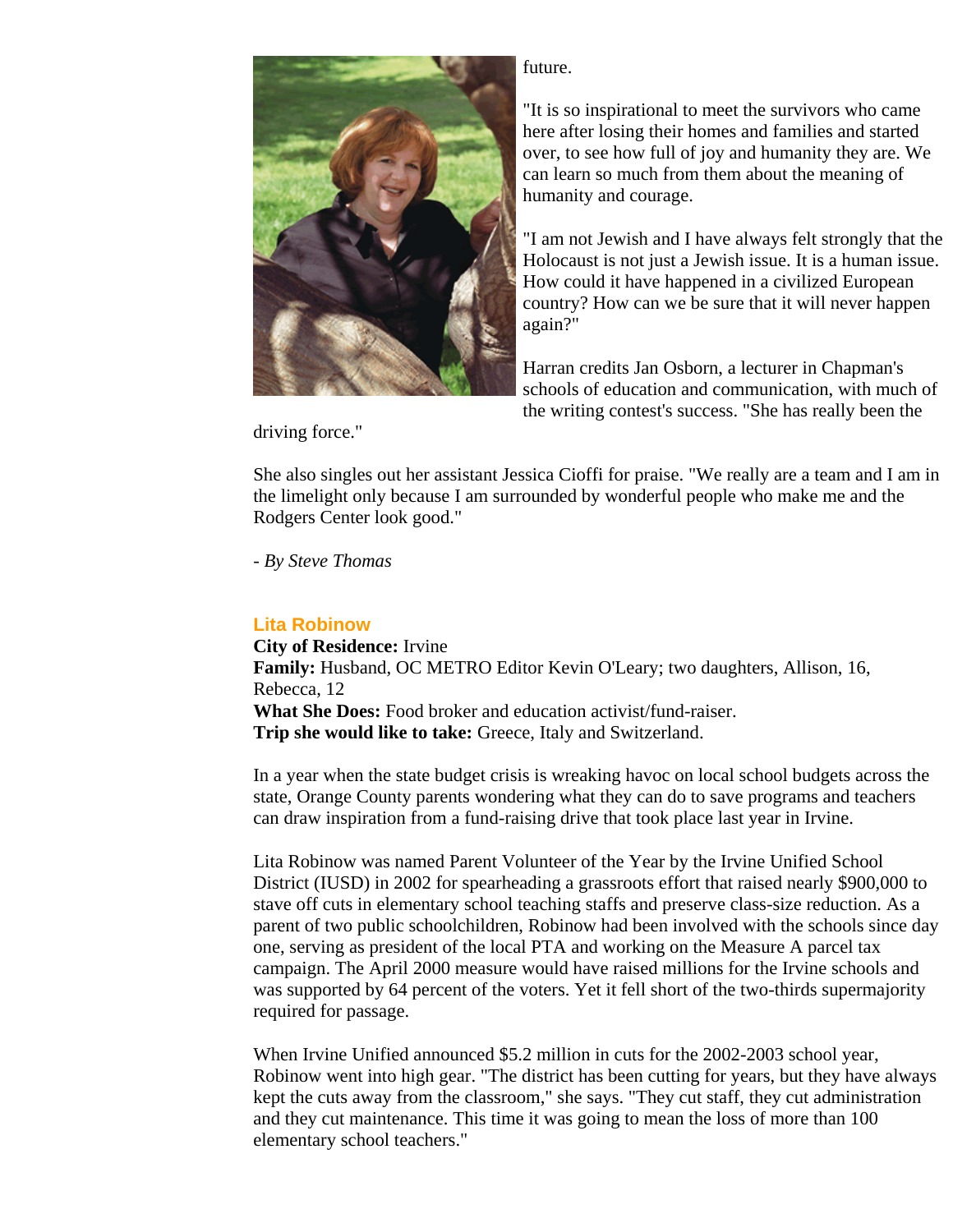future.

"It is so inspirational to meet the survivors who came here after losing their homes and families and started over, to see how full of joy and humanity they are. We can learn so much from them about the meaning of humanity and courage.

"I am not Jewish and I have always felt strongly that the Holocaust is not just a Jewish issue. It is a human issue. How could it have happened in a civilized European country? How can we be sure that it will never happen again?"

Harran credits Jan Osborn, a lecturer in Chapman's schools of education and communication, with much of the writing contest's success. "She has really been the driving force."

She also singles out her assistant Jessica Cioffi for praise. "We really are a team and I am in the limelight only because I am surrounded by wonderful people who make me and the Rodgers Center look good."

- *By Steve Thomas*

### Lita Robinow

**City of Residence:** Irvine
**Family:** Husband, OC METRO Editor Kevin O'Leary; two daughters, Allison, 16, Rebecca, 12
**What She Does:** Food broker and education activist/fund-raiser.
**Trip she would like to take:** Greece, Italy and Switzerland.

In a year when the state budget crisis is wreaking havoc on local school budgets across the state, Orange County parents wondering what they can do to save programs and teachers can draw inspiration from a fund-raising drive that took place last year in Irvine.

Lita Robinow was named Parent Volunteer of the Year by the Irvine Unified School District (IUSD) in 2002 for spearheading a grassroots effort that raised nearly $900,000 to stave off cuts in elementary school teaching staffs and preserve class-size reduction. As a parent of two public schoolchildren, Robinow had been involved with the schools since day one, serving as president of the local PTA and working on the Measure A parcel tax campaign. The April 2000 measure would have raised millions for the Irvine schools and was supported by 64 percent of the voters. Yet it fell short of the two-thirds supermajority required for passage.

When Irvine Unified announced $5.2 million in cuts for the 2002-2003 school year, Robinow went into high gear. "The district has been cutting for years, but they have always kept the cuts away from the classroom," she says. "They cut staff, they cut administration and they cut maintenance. This time it was going to mean the loss of more than 100 elementary school teachers."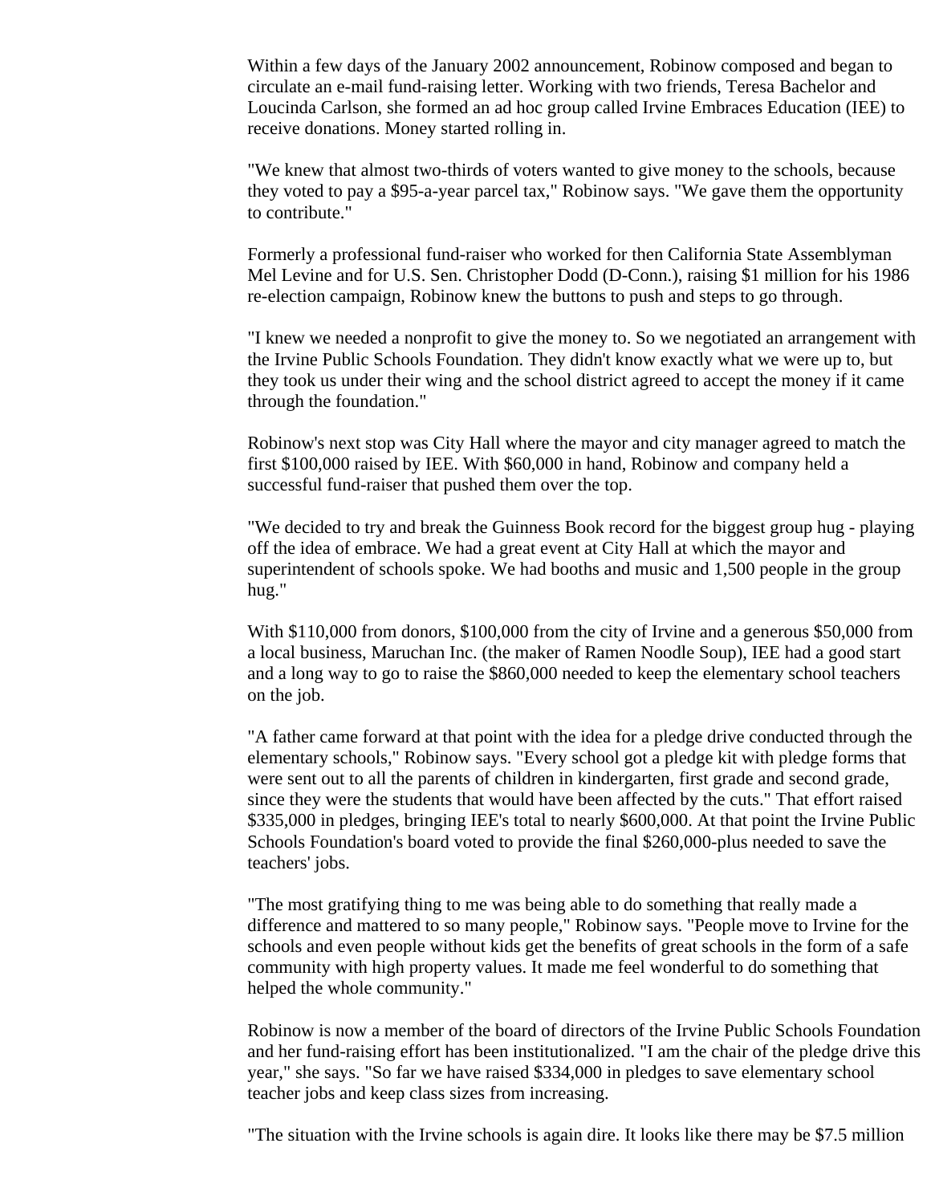Within a few days of the January 2002 announcement, Robinow composed and began to circulate an e-mail fund-raising letter. Working with two friends, Teresa Bachelor and Loucinda Carlson, she formed an ad hoc group called Irvine Embraces Education (IEE) to receive donations. Money started rolling in.

"We knew that almost two-thirds of voters wanted to give money to the schools, because they voted to pay a $95-a-year parcel tax," Robinow says. "We gave them the opportunity to contribute."

Formerly a professional fund-raiser who worked for then California State Assemblyman Mel Levine and for U.S. Sen. Christopher Dodd (D-Conn.), raising $1 million for his 1986 re-election campaign, Robinow knew the buttons to push and steps to go through.

"I knew we needed a nonprofit to give the money to. So we negotiated an arrangement with the Irvine Public Schools Foundation. They didn't know exactly what we were up to, but they took us under their wing and the school district agreed to accept the money if it came through the foundation."

Robinow's next stop was City Hall where the mayor and city manager agreed to match the first $100,000 raised by IEE. With $60,000 in hand, Robinow and company held a successful fund-raiser that pushed them over the top.

"We decided to try and break the Guinness Book record for the biggest group hug - playing off the idea of embrace. We had a great event at City Hall at which the mayor and superintendent of schools spoke. We had booths and music and 1,500 people in the group hug."

With $110,000 from donors, $100,000 from the city of Irvine and a generous $50,000 from a local business, Maruchan Inc. (the maker of Ramen Noodle Soup), IEE had a good start and a long way to go to raise the $860,000 needed to keep the elementary school teachers on the job.

"A father came forward at that point with the idea for a pledge drive conducted through the elementary schools," Robinow says. "Every school got a pledge kit with pledge forms that were sent out to all the parents of children in kindergarten, first grade and second grade, since they were the students that would have been affected by the cuts." That effort raised $335,000 in pledges, bringing IEE's total to nearly $600,000. At that point the Irvine Public Schools Foundation's board voted to provide the final $260,000-plus needed to save the teachers' jobs.

"The most gratifying thing to me was being able to do something that really made a difference and mattered to so many people," Robinow says. "People move to Irvine for the schools and even people without kids get the benefits of great schools in the form of a safe community with high property values. It made me feel wonderful to do something that helped the whole community."

Robinow is now a member of the board of directors of the Irvine Public Schools Foundation and her fund-raising effort has been institutionalized. "I am the chair of the pledge drive this year," she says. "So far we have raised $334,000 in pledges to save elementary school teacher jobs and keep class sizes from increasing.

"The situation with the Irvine schools is again dire. It looks like there may be $7.5 million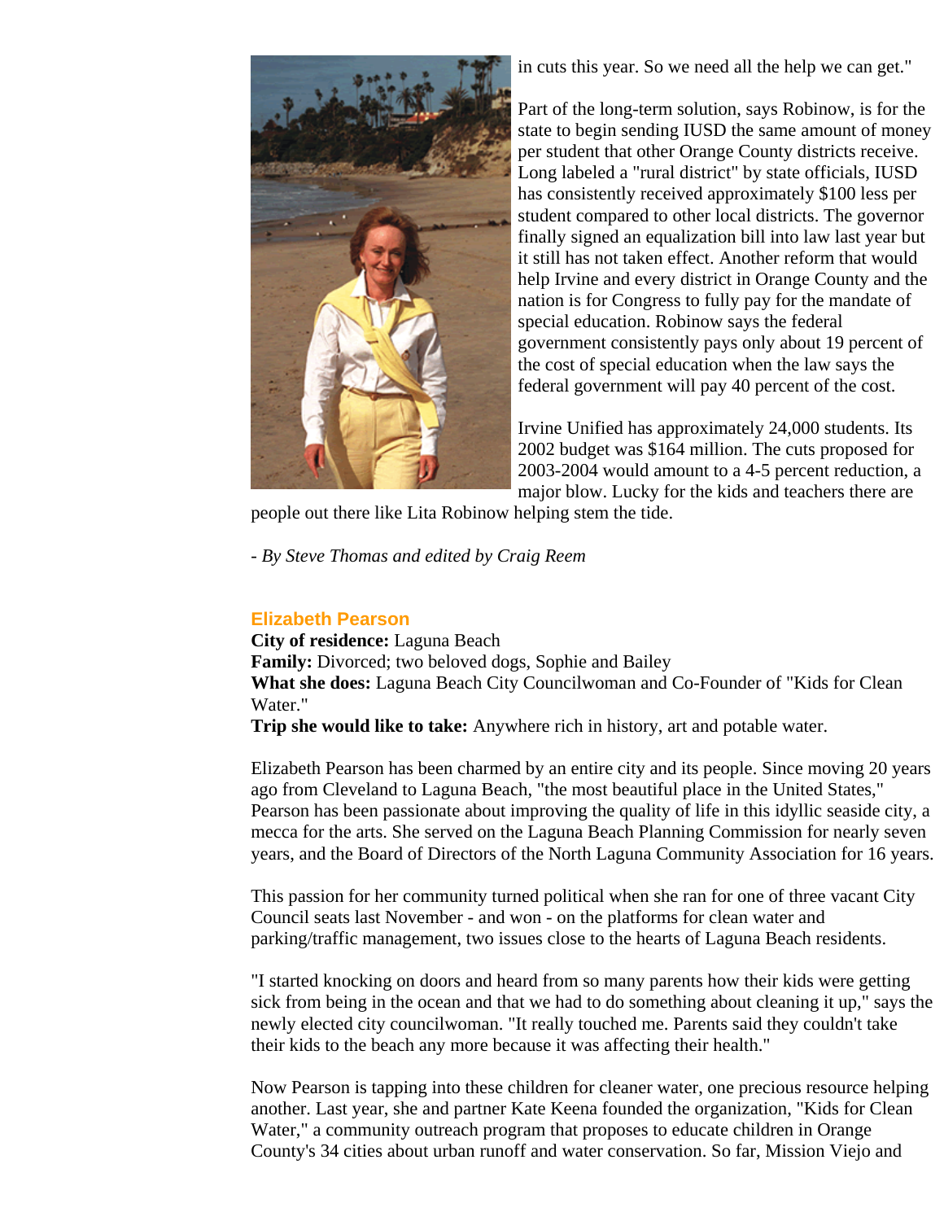in cuts this year. So we need all the help we can get."

Part of the long-term solution, says Robinow, is for the state to begin sending IUSD the same amount of money per student that other Orange County districts receive. Long labeled a "rural district" by state officials, IUSD has consistently received approximately $100 less per student compared to other local districts. The governor finally signed an equalization bill into law last year but it still has not taken effect. Another reform that would help Irvine and every district in Orange County and the nation is for Congress to fully pay for the mandate of special education. Robinow says the federal government consistently pays only about 19 percent of the cost of special education when the law says the federal government will pay 40 percent of the cost.

Irvine Unified has approximately 24,000 students. Its 2002 budget was $164 million. The cuts proposed for 2003-2004 would amount to a 4-5 percent reduction, a major blow. Lucky for the kids and teachers there are people out there like Lita Robinow helping stem the tide.

*- By Steve Thomas and edited by Craig Reem*

### Elizabeth Pearson

**City of residence:** Laguna Beach
**Family:** Divorced; two beloved dogs, Sophie and Bailey
**What she does:** Laguna Beach City Councilwoman and Co-Founder of "Kids for Clean Water."
**Trip she would like to take:** Anywhere rich in history, art and potable water.

Elizabeth Pearson has been charmed by an entire city and its people. Since moving 20 years ago from Cleveland to Laguna Beach, "the most beautiful place in the United States," Pearson has been passionate about improving the quality of life in this idyllic seaside city, a mecca for the arts. She served on the Laguna Beach Planning Commission for nearly seven years, and the Board of Directors of the North Laguna Community Association for 16 years.

This passion for her community turned political when she ran for one of three vacant City Council seats last November - and won - on the platforms for clean water and parking/traffic management, two issues close to the hearts of Laguna Beach residents.

"I started knocking on doors and heard from so many parents how their kids were getting sick from being in the ocean and that we had to do something about cleaning it up," says the newly elected city councilwoman. "It really touched me. Parents said they couldn't take their kids to the beach any more because it was affecting their health."

Now Pearson is tapping into these children for cleaner water, one precious resource helping another. Last year, she and partner Kate Keena founded the organization, "Kids for Clean Water," a community outreach program that proposes to educate children in Orange County's 34 cities about urban runoff and water conservation. So far, Mission Viejo and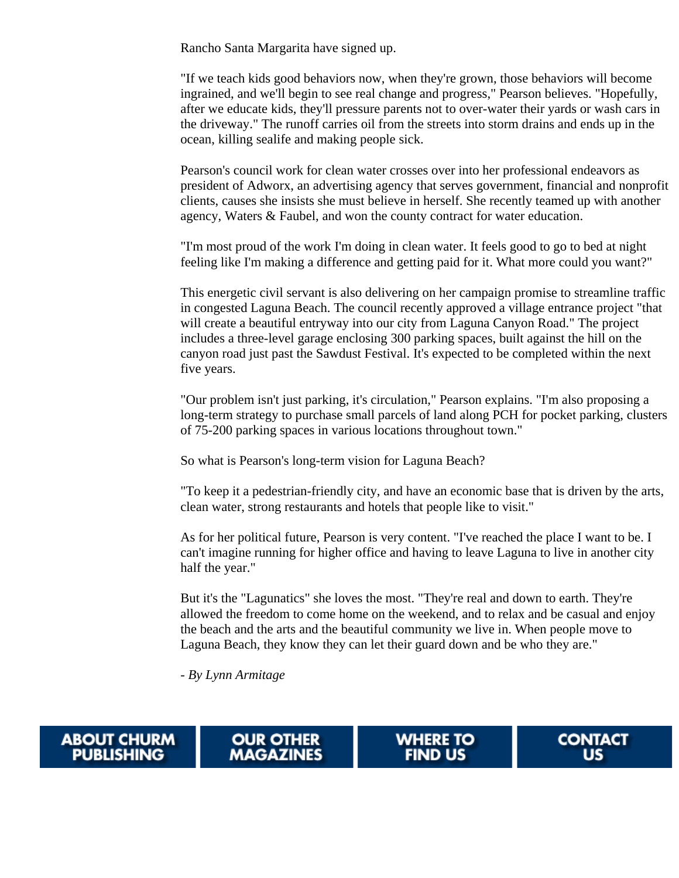Rancho Santa Margarita have signed up.

"If we teach kids good behaviors now, when they're grown, those behaviors will become ingrained, and we'll begin to see real change and progress," Pearson believes. "Hopefully, after we educate kids, they'll pressure parents not to over-water their yards or wash cars in the driveway." The runoff carries oil from the streets into storm drains and ends up in the ocean, killing sealife and making people sick.

Pearson's council work for clean water crosses over into her professional endeavors as president of Adworx, an advertising agency that serves government, financial and nonprofit clients, causes she insists she must believe in herself. She recently teamed up with another agency, Waters & Faubel, and won the county contract for water education.

"I'm most proud of the work I'm doing in clean water. It feels good to go to bed at night feeling like I'm making a difference and getting paid for it. What more could you want?"

This energetic civil servant is also delivering on her campaign promise to streamline traffic in congested Laguna Beach. The council recently approved a village entrance project "that will create a beautiful entryway into our city from Laguna Canyon Road." The project includes a three-level garage enclosing 300 parking spaces, built against the hill on the canyon road just past the Sawdust Festival. It's expected to be completed within the next five years.

"Our problem isn't just parking, it's circulation," Pearson explains. "I'm also proposing a long-term strategy to purchase small parcels of land along PCH for pocket parking, clusters of 75-200 parking spaces in various locations throughout town."

So what is Pearson's long-term vision for Laguna Beach?

"To keep it a pedestrian-friendly city, and have an economic base that is driven by the arts, clean water, strong restaurants and hotels that people like to visit."

As for her political future, Pearson is very content. "I've reached the place I want to be. I can't imagine running for higher office and having to leave Laguna to live in another city half the year."

But it's the "Lagunatics" she loves the most. "They're real and down to earth. They're allowed the freedom to come home on the weekend, and to relax and be casual and enjoy the beach and the arts and the beautiful community we live in. When people move to Laguna Beach, they know they can let their guard down and be who they are."

- *By Lynn Armitage*

ABOUT CHURM PUBLISHING | OUR OTHER MAGAZINES | WHERE TO FIND US | CONTACT US